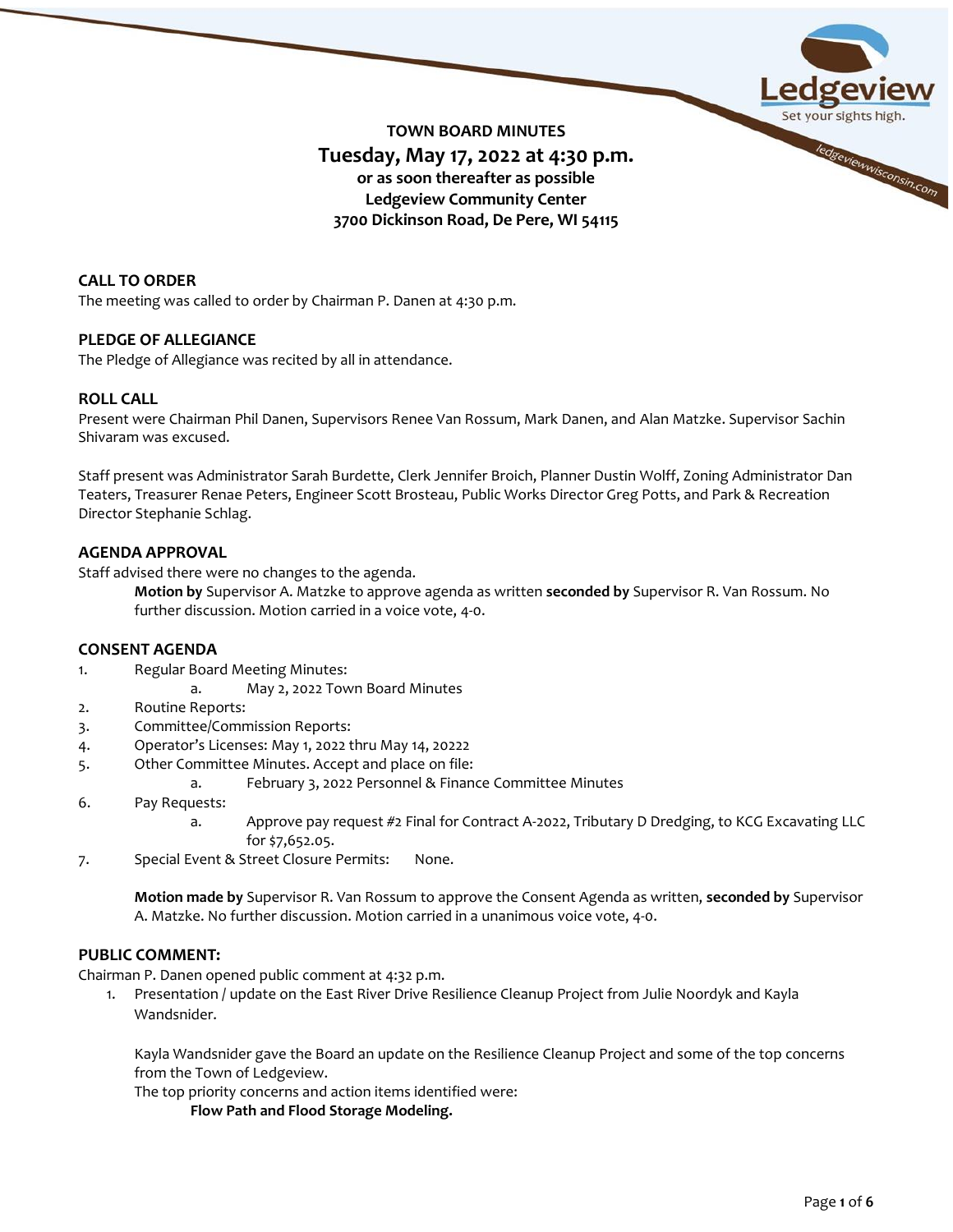# TOWN BOARD MINUTES

## Tuesday, May 17, 2022 at 4:30 p.m.

**or as soon thereafter as possible**
**Ledgeview Community Center**
**3700 Dickinson Road, De Pere, WI 54115**

### CALL TO ORDER

The meeting was called to order by Chairman P. Danen at 4:30 p.m.

### PLEDGE OF ALLEGIANCE

The Pledge of Allegiance was recited by all in attendance.

### ROLL CALL

Present were Chairman Phil Danen, Supervisors Renee Van Rossum, Mark Danen, and Alan Matzke. Supervisor Sachin Shivaram was excused.

Staff present was Administrator Sarah Burdette, Clerk Jennifer Broich, Planner Dustin Wolff, Zoning Administrator Dan Teaters, Treasurer Renae Peters, Engineer Scott Brosteau, Public Works Director Greg Potts, and Park & Recreation Director Stephanie Schlag.

### AGENDA APPROVAL

Staff advised there were no changes to the agenda.

> **Motion by** Supervisor A. Matzke to approve agenda as written **seconded by** Supervisor R. Van Rossum. No further discussion. Motion carried in a voice vote, 4-0.

### CONSENT AGENDA

1. Regular Board Meeting Minutes:
   a. May 2, 2022 Town Board Minutes
2. Routine Reports:
3. Committee/Commission Reports:
4. Operator's Licenses: May 1, 2022 thru May 14, 20222
5. Other Committee Minutes. Accept and place on file:
   a. February 3, 2022 Personnel & Finance Committee Minutes
6. Pay Requests:
   a. Approve pay request #2 Final for Contract A-2022, Tributary D Dredging, to KCG Excavating LLC for $7,652.05.
7. Special Event & Street Closure Permits: None.

> **Motion made by** Supervisor R. Van Rossum to approve the Consent Agenda as written, **seconded by** Supervisor A. Matzke. No further discussion. Motion carried in a unanimous voice vote, 4-0.

### PUBLIC COMMENT:

Chairman P. Danen opened public comment at 4:32 p.m.

1. Presentation / update on the East River Drive Resilience Cleanup Project from Julie Noordyk and Kayla Wandsnider.

   Kayla Wandsnider gave the Board an update on the Resilience Cleanup Project and some of the top concerns from the Town of Ledgeview.

   The top priority concerns and action items identified were:

   **Flow Path and Flood Storage Modeling.**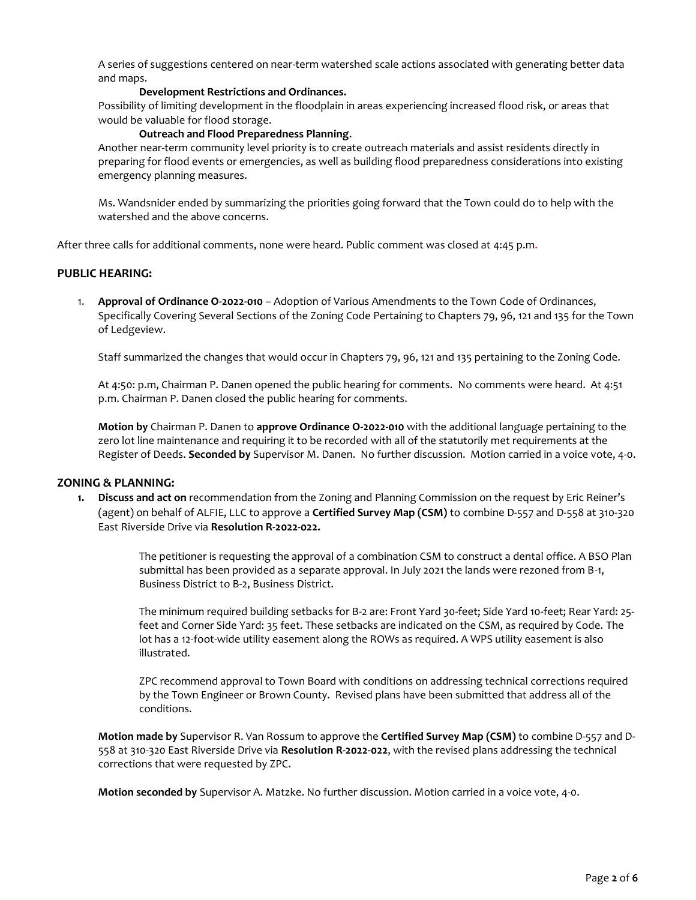A series of suggestions centered on near-term watershed scale actions associated with generating better data and maps.

**Development Restrictions and Ordinances.**

Possibility of limiting development in the floodplain in areas experiencing increased flood risk, or areas that would be valuable for flood storage.

**Outreach and Flood Preparedness Planning**.

Another near-term community level priority is to create outreach materials and assist residents directly in preparing for flood events or emergencies, as well as building flood preparedness considerations into existing emergency planning measures.

Ms. Wandsnider ended by summarizing the priorities going forward that the Town could do to help with the watershed and the above concerns.

After three calls for additional comments, none were heard. Public comment was closed at 4:45 p.m.

## PUBLIC HEARING:

1. **Approval of Ordinance O-2022-010** – Adoption of Various Amendments to the Town Code of Ordinances, Specifically Covering Several Sections of the Zoning Code Pertaining to Chapters 79, 96, 121 and 135 for the Town of Ledgeview.

   Staff summarized the changes that would occur in Chapters 79, 96, 121 and 135 pertaining to the Zoning Code.

   At 4:50: p.m, Chairman P. Danen opened the public hearing for comments. No comments were heard. At 4:51 p.m. Chairman P. Danen closed the public hearing for comments.

   **Motion by** Chairman P. Danen to **approve Ordinance O-2022-010** with the additional language pertaining to the zero lot line maintenance and requiring it to be recorded with all of the statutorily met requirements at the Register of Deeds. **Seconded by** Supervisor M. Danen. No further discussion. Motion carried in a voice vote, 4-0.

## ZONING & PLANNING:

1. **Discuss and act on** recommendation from the Zoning and Planning Commission on the request by Eric Reiner's (agent) on behalf of ALFIE, LLC to approve a **Certified Survey Map (CSM)** to combine D-557 and D-558 at 310-320 East Riverside Drive via **Resolution R-2022-022.**

   The petitioner is requesting the approval of a combination CSM to construct a dental office. A BSO Plan submittal has been provided as a separate approval. In July 2021 the lands were rezoned from B-1, Business District to B-2, Business District.

   The minimum required building setbacks for B-2 are: Front Yard 30-feet; Side Yard 10-feet; Rear Yard: 25-feet and Corner Side Yard: 35 feet. These setbacks are indicated on the CSM, as required by Code. The lot has a 12-foot-wide utility easement along the ROWs as required. A WPS utility easement is also illustrated.

   ZPC recommend approval to Town Board with conditions on addressing technical corrections required by the Town Engineer or Brown County. Revised plans have been submitted that address all of the conditions.

   **Motion made by** Supervisor R. Van Rossum to approve the **Certified Survey Map (CSM)** to combine D-557 and D-558 at 310-320 East Riverside Drive via **Resolution R-2022-022**, with the revised plans addressing the technical corrections that were requested by ZPC.

   **Motion seconded by** Supervisor A. Matzke. No further discussion. Motion carried in a voice vote, 4-0.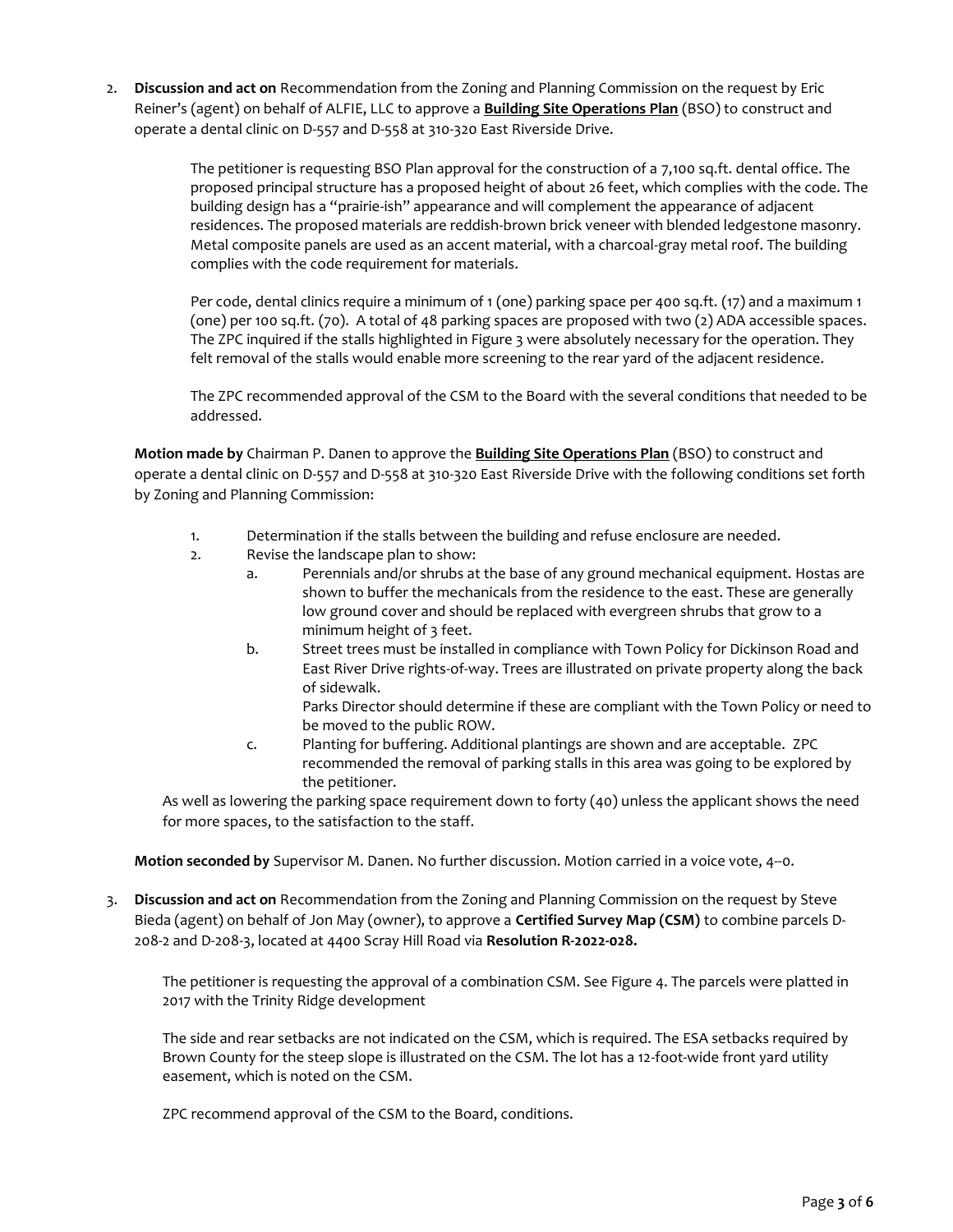2. **Discussion and act on** Recommendation from the Zoning and Planning Commission on the request by Eric Reiner's (agent) on behalf of ALFIE, LLC to approve a **Building Site Operations Plan** (BSO) to construct and operate a dental clinic on D-557 and D-558 at 310-320 East Riverside Drive.

   The petitioner is requesting BSO Plan approval for the construction of a 7,100 sq.ft. dental office. The proposed principal structure has a proposed height of about 26 feet, which complies with the code. The building design has a "prairie-ish" appearance and will complement the appearance of adjacent residences. The proposed materials are reddish-brown brick veneer with blended ledgestone masonry. Metal composite panels are used as an accent material, with a charcoal-gray metal roof. The building complies with the code requirement for materials.

   Per code, dental clinics require a minimum of 1 (one) parking space per 400 sq.ft. (17) and a maximum 1 (one) per 100 sq.ft. (70). A total of 48 parking spaces are proposed with two (2) ADA accessible spaces. The ZPC inquired if the stalls highlighted in Figure 3 were absolutely necessary for the operation. They felt removal of the stalls would enable more screening to the rear yard of the adjacent residence.

   The ZPC recommended approval of the CSM to the Board with the several conditions that needed to be addressed.

   **Motion made by** Chairman P. Danen to approve the **Building Site Operations Plan** (BSO) to construct and operate a dental clinic on D-557 and D-558 at 310-320 East Riverside Drive with the following conditions set forth by Zoning and Planning Commission:

   1. Determination if the stalls between the building and refuse enclosure are needed.
   2. Revise the landscape plan to show:
      a. Perennials and/or shrubs at the base of any ground mechanical equipment. Hostas are shown to buffer the mechanicals from the residence to the east. These are generally low ground cover and should be replaced with evergreen shrubs that grow to a minimum height of 3 feet.
      b. Street trees must be installed in compliance with Town Policy for Dickinson Road and East River Drive rights-of-way. Trees are illustrated on private property along the back of sidewalk.
         Parks Director should determine if these are compliant with the Town Policy or need to be moved to the public ROW.
      c. Planting for buffering. Additional plantings are shown and are acceptable. ZPC recommended the removal of parking stalls in this area was going to be explored by the petitioner.

   As well as lowering the parking space requirement down to forty (40) unless the applicant shows the need for more spaces, to the satisfaction to the staff.

   **Motion seconded by** Supervisor M. Danen. No further discussion. Motion carried in a voice vote, 4--0.

3. **Discussion and act on** Recommendation from the Zoning and Planning Commission on the request by Steve Bieda (agent) on behalf of Jon May (owner), to approve a **Certified Survey Map (CSM)** to combine parcels D-208-2 and D-208-3, located at 4400 Scray Hill Road via **Resolution R-2022-028.**

   The petitioner is requesting the approval of a combination CSM. See Figure 4. The parcels were platted in 2017 with the Trinity Ridge development

   The side and rear setbacks are not indicated on the CSM, which is required. The ESA setbacks required by Brown County for the steep slope is illustrated on the CSM. The lot has a 12-foot-wide front yard utility easement, which is noted on the CSM.

   ZPC recommend approval of the CSM to the Board, conditions.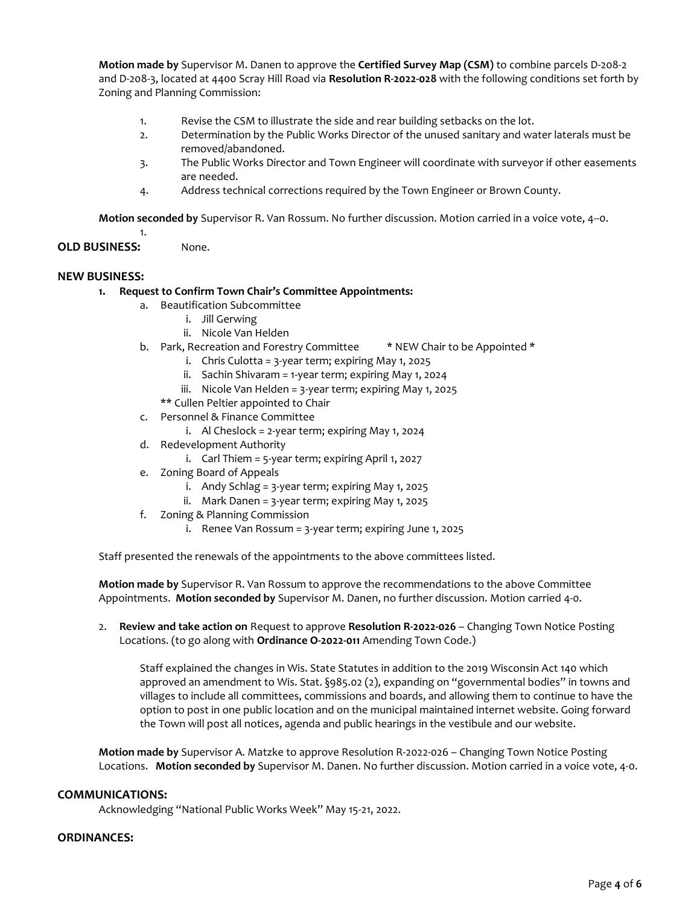**Motion made by** Supervisor M. Danen to approve the **Certified Survey Map (CSM)** to combine parcels D-208-2 and D-208-3, located at 4400 Scray Hill Road via **Resolution R-2022-028** with the following conditions set forth by Zoning and Planning Commission:

1. Revise the CSM to illustrate the side and rear building setbacks on the lot.
2. Determination by the Public Works Director of the unused sanitary and water laterals must be removed/abandoned.
3. The Public Works Director and Town Engineer will coordinate with surveyor if other easements are needed.
4. Address technical corrections required by the Town Engineer or Brown County.

**Motion seconded by** Supervisor R. Van Rossum. No further discussion. Motion carried in a voice vote, 4--0.

1.

**OLD BUSINESS:** None.

**NEW BUSINESS:**

1. **Request to Confirm Town Chair's Committee Appointments:**
   a. Beautification Subcommittee
      i. Jill Gerwing
      ii. Nicole Van Helden
   b. Park, Recreation and Forestry Committee * NEW Chair to be Appointed *
      i. Chris Culotta = 3-year term; expiring May 1, 2025
      ii. Sachin Shivaram = 1-year term; expiring May 1, 2024
      iii. Nicole Van Helden = 3-year term; expiring May 1, 2025
      ** Cullen Peltier appointed to Chair
   c. Personnel & Finance Committee
      i. Al Cheslock = 2-year term; expiring May 1, 2024
   d. Redevelopment Authority
      i. Carl Thiem = 5-year term; expiring April 1, 2027
   e. Zoning Board of Appeals
      i. Andy Schlag = 3-year term; expiring May 1, 2025
      ii. Mark Danen = 3-year term; expiring May 1, 2025
   f. Zoning & Planning Commission
      i. Renee Van Rossum = 3-year term; expiring June 1, 2025

Staff presented the renewals of the appointments to the above committees listed.

**Motion made by** Supervisor R. Van Rossum to approve the recommendations to the above Committee Appointments. **Motion seconded by** Supervisor M. Danen, no further discussion. Motion carried 4-0.

2. **Review and take action on** Request to approve **Resolution R-2022-026** – Changing Town Notice Posting Locations. (to go along with **Ordinance O-2022-011** Amending Town Code.)

   Staff explained the changes in Wis. State Statutes in addition to the 2019 Wisconsin Act 140 which approved an amendment to Wis. Stat. §985.02 (2), expanding on "governmental bodies" in towns and villages to include all committees, commissions and boards, and allowing them to continue to have the option to post in one public location and on the municipal maintained internet website. Going forward the Town will post all notices, agenda and public hearings in the vestibule and our website.

**Motion made by** Supervisor A. Matzke to approve Resolution R-2022-026 – Changing Town Notice Posting Locations. **Motion seconded by** Supervisor M. Danen. No further discussion. Motion carried in a voice vote, 4-0.

**COMMUNICATIONS:**

Acknowledging "National Public Works Week" May 15-21, 2022.

**ORDINANCES:**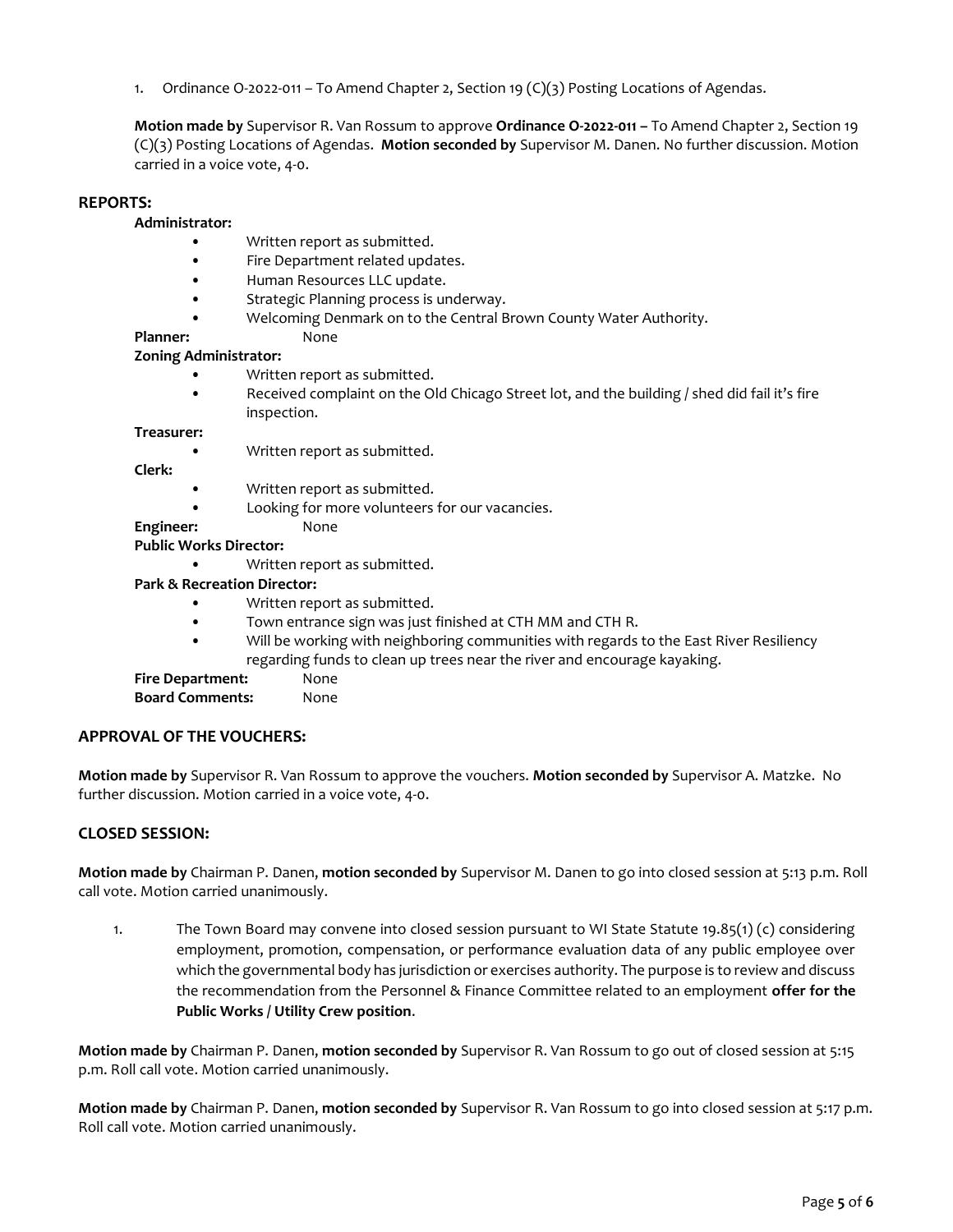1. Ordinance O-2022-011 – To Amend Chapter 2, Section 19 (C)(3) Posting Locations of Agendas.

**Motion made by** Supervisor R. Van Rossum to approve **Ordinance O-2022-011 –** To Amend Chapter 2, Section 19 (C)(3) Posting Locations of Agendas. **Motion seconded by** Supervisor M. Danen. No further discussion. Motion carried in a voice vote, 4-0.

## REPORTS:

**Administrator:**

- Written report as submitted.
- Fire Department related updates.
- Human Resources LLC update.
- Strategic Planning process is underway.
- Welcoming Denmark on to the Central Brown County Water Authority.

**Planner:** None

**Zoning Administrator:**

- Written report as submitted.
- Received complaint on the Old Chicago Street lot, and the building / shed did fail it's fire inspection.

**Treasurer:**

- Written report as submitted.

**Clerk:**

- Written report as submitted.
- Looking for more volunteers for our vacancies.

**Engineer:** None

**Public Works Director:**

- Written report as submitted.

**Park & Recreation Director:**

- Written report as submitted.
- Town entrance sign was just finished at CTH MM and CTH R.
- Will be working with neighboring communities with regards to the East River Resiliency regarding funds to clean up trees near the river and encourage kayaking.

**Fire Department:** None

**Board Comments:** None

## APPROVAL OF THE VOUCHERS:

**Motion made by** Supervisor R. Van Rossum to approve the vouchers. **Motion seconded by** Supervisor A. Matzke. No further discussion. Motion carried in a voice vote, 4-0.

## CLOSED SESSION:

**Motion made by** Chairman P. Danen, **motion seconded by** Supervisor M. Danen to go into closed session at 5:13 p.m. Roll call vote. Motion carried unanimously.

1. The Town Board may convene into closed session pursuant to WI State Statute 19.85(1) (c) considering employment, promotion, compensation, or performance evaluation data of any public employee over which the governmental body has jurisdiction or exercises authority. The purpose is to review and discuss the recommendation from the Personnel & Finance Committee related to an employment **offer for the Public Works / Utility Crew position**.

**Motion made by** Chairman P. Danen, **motion seconded by** Supervisor R. Van Rossum to go out of closed session at 5:15 p.m. Roll call vote. Motion carried unanimously.

**Motion made by** Chairman P. Danen, **motion seconded by** Supervisor R. Van Rossum to go into closed session at 5:17 p.m. Roll call vote. Motion carried unanimously.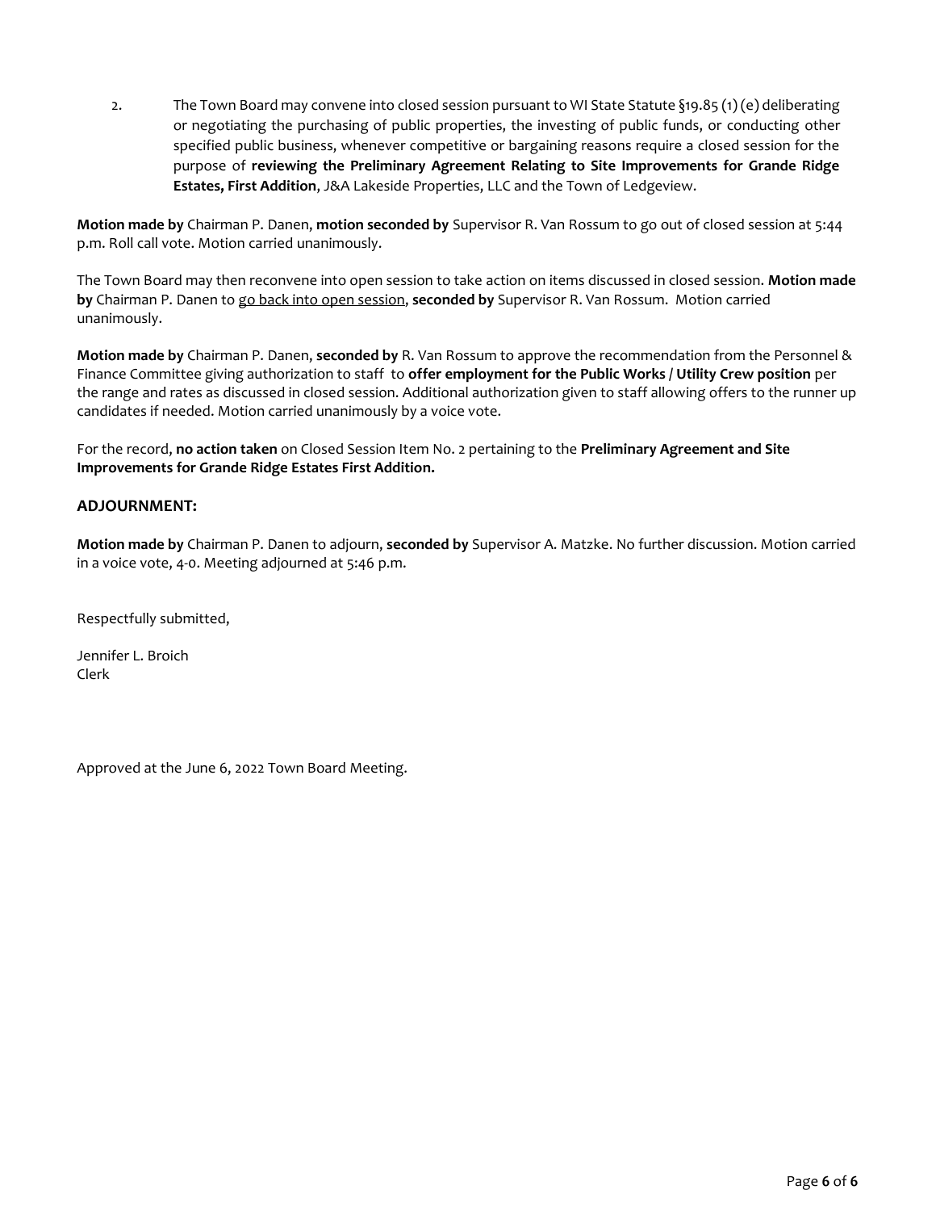2. The Town Board may convene into closed session pursuant to WI State Statute §19.85 (1) (e) deliberating or negotiating the purchasing of public properties, the investing of public funds, or conducting other specified public business, whenever competitive or bargaining reasons require a closed session for the purpose of **reviewing the Preliminary Agreement Relating to Site Improvements for Grande Ridge Estates, First Addition**, J&A Lakeside Properties, LLC and the Town of Ledgeview.

**Motion made by** Chairman P. Danen, **motion seconded by** Supervisor R. Van Rossum to go out of closed session at 5:44 p.m. Roll call vote. Motion carried unanimously.

The Town Board may then reconvene into open session to take action on items discussed in closed session. **Motion made by** Chairman P. Danen to go back into open session, **seconded by** Supervisor R. Van Rossum. Motion carried unanimously.

**Motion made by** Chairman P. Danen, **seconded by** R. Van Rossum to approve the recommendation from the Personnel & Finance Committee giving authorization to staff to **offer employment for the Public Works / Utility Crew position** per the range and rates as discussed in closed session. Additional authorization given to staff allowing offers to the runner up candidates if needed. Motion carried unanimously by a voice vote.

For the record, **no action taken** on Closed Session Item No. 2 pertaining to the **Preliminary Agreement and Site Improvements for Grande Ridge Estates First Addition.**

## ADJOURNMENT:

**Motion made by** Chairman P. Danen to adjourn, **seconded by** Supervisor A. Matzke. No further discussion. Motion carried in a voice vote, 4-0. Meeting adjourned at 5:46 p.m.

Respectfully submitted,

Jennifer L. Broich
Clerk

Approved at the June 6, 2022 Town Board Meeting.